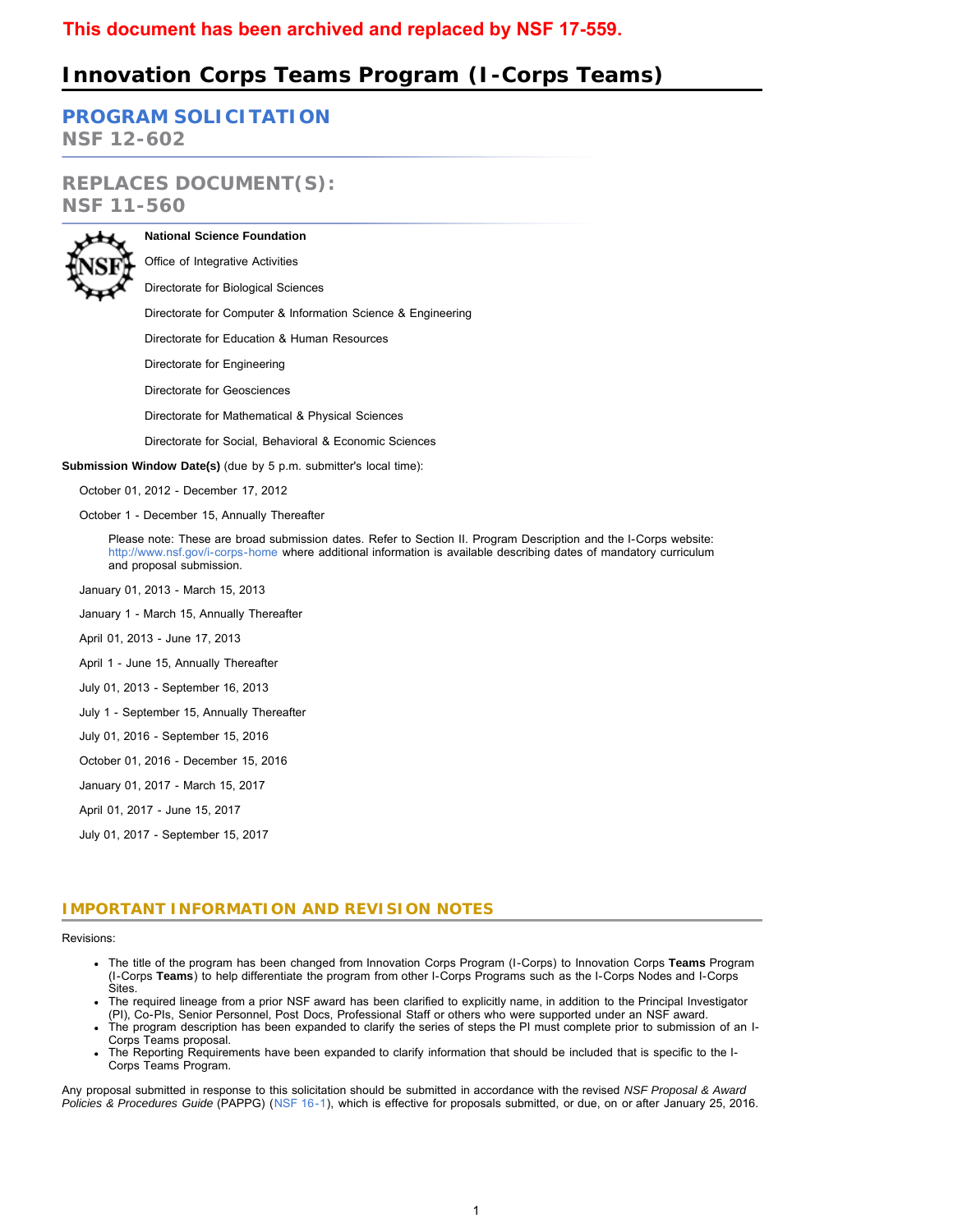**This document has been archived and replaced by NSF 17-559.**

# Innovation Corps Teams Program (I-Corps Teams)

## PROGRAM SOLICITATION
NSF 12-602

## REPLACES DOCUMENT(S):
NSF 11-560

**National Science Foundation**

Office of Integrative Activities

Directorate for Biological Sciences

Directorate for Computer & Information Science & Engineering

Directorate for Education & Human Resources

Directorate for Engineering

Directorate for Geosciences

Directorate for Mathematical & Physical Sciences

Directorate for Social, Behavioral & Economic Sciences

**Submission Window Date(s)** (due by 5 p.m. submitter's local time):

October 01, 2012 - December 17, 2012

October 1 - December 15, Annually Thereafter

> Please note: These are broad submission dates. Refer to Section II. Program Description and the I-Corps website: http://www.nsf.gov/i-corps-home where additional information is available describing dates of mandatory curriculum and proposal submission.

January 01, 2013 - March 15, 2013

January 1 - March 15, Annually Thereafter

April 01, 2013 - June 17, 2013

April 1 - June 15, Annually Thereafter

July 01, 2013 - September 16, 2013

July 1 - September 15, Annually Thereafter

July 01, 2016 - September 15, 2016

October 01, 2016 - December 15, 2016

January 01, 2017 - March 15, 2017

April 01, 2017 - June 15, 2017

July 01, 2017 - September 15, 2017

## IMPORTANT INFORMATION AND REVISION NOTES

Revisions:

- The title of the program has been changed from Innovation Corps Program (I-Corps) to Innovation Corps **Teams** Program (I-Corps **Teams**) to help differentiate the program from other I-Corps Programs such as the I-Corps Nodes and I-Corps Sites.
- The required lineage from a prior NSF award has been clarified to explicitly name, in addition to the Principal Investigator (PI), Co-PIs, Senior Personnel, Post Docs, Professional Staff or others who were supported under an NSF award.
- The program description has been expanded to clarify the series of steps the PI must complete prior to submission of an I-Corps Teams proposal.
- The Reporting Requirements have been expanded to clarify information that should be included that is specific to the I-Corps Teams Program.

Any proposal submitted in response to this solicitation should be submitted in accordance with the revised *NSF Proposal & Award Policies & Procedures Guide* (PAPPG) (NSF 16-1), which is effective for proposals submitted, or due, on or after January 25, 2016.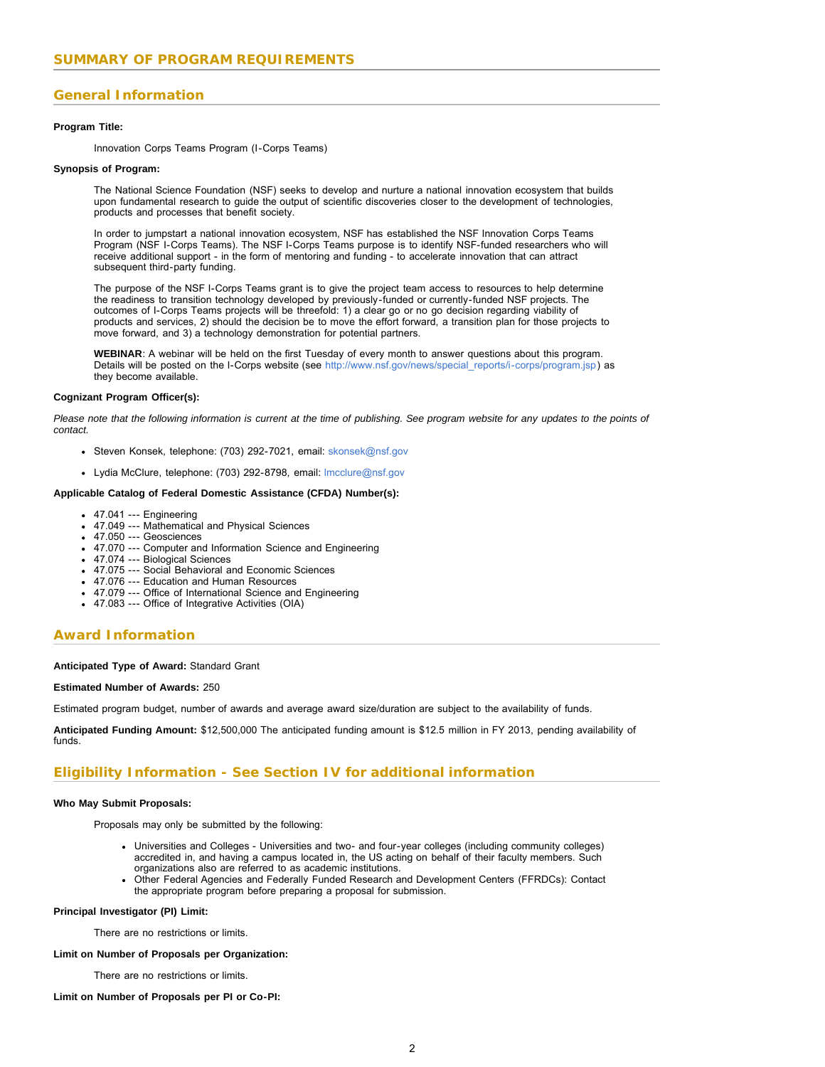## SUMMARY OF PROGRAM REQUIREMENTS

### General Information

**Program Title:**

Innovation Corps Teams Program (I-Corps Teams)

**Synopsis of Program:**

The National Science Foundation (NSF) seeks to develop and nurture a national innovation ecosystem that builds upon fundamental research to guide the output of scientific discoveries closer to the development of technologies, products and processes that benefit society.

In order to jumpstart a national innovation ecosystem, NSF has established the NSF Innovation Corps Teams Program (NSF I-Corps Teams). The NSF I-Corps Teams purpose is to identify NSF-funded researchers who will receive additional support - in the form of mentoring and funding - to accelerate innovation that can attract subsequent third-party funding.

The purpose of the NSF I-Corps Teams grant is to give the project team access to resources to help determine the readiness to transition technology developed by previously-funded or currently-funded NSF projects. The outcomes of I-Corps Teams projects will be threefold: 1) a clear go or no go decision regarding viability of products and services, 2) should the decision be to move the effort forward, a transition plan for those projects to move forward, and 3) a technology demonstration for potential partners.

**WEBINAR**: A webinar will be held on the first Tuesday of every month to answer questions about this program. Details will be posted on the I-Corps website (see http://www.nsf.gov/news/special_reports/i-corps/program.jsp) as they become available.

**Cognizant Program Officer(s):**

*Please note that the following information is current at the time of publishing. See program website for any updates to the points of contact.*

- Steven Konsek, telephone: (703) 292-7021, email: skonsek@nsf.gov
- Lydia McClure, telephone: (703) 292-8798, email: lmcclure@nsf.gov

**Applicable Catalog of Federal Domestic Assistance (CFDA) Number(s):**

- 47.041 --- Engineering
- 47.049 --- Mathematical and Physical Sciences
- 47.050 --- Geosciences
- 47.070 --- Computer and Information Science and Engineering
- 47.074 --- Biological Sciences
- 47.075 --- Social Behavioral and Economic Sciences
- 47.076 --- Education and Human Resources
- 47.079 --- Office of International Science and Engineering
- 47.083 --- Office of Integrative Activities (OIA)

### Award Information

**Anticipated Type of Award:** Standard Grant

**Estimated Number of Awards:** 250

Estimated program budget, number of awards and average award size/duration are subject to the availability of funds.

**Anticipated Funding Amount:** $12,500,000 The anticipated funding amount is $12.5 million in FY 2013, pending availability of funds.

### Eligibility Information - See Section IV for additional information

**Who May Submit Proposals:**

Proposals may only be submitted by the following:

- Universities and Colleges - Universities and two- and four-year colleges (including community colleges) accredited in, and having a campus located in, the US acting on behalf of their faculty members. Such organizations also are referred to as academic institutions.
- Other Federal Agencies and Federally Funded Research and Development Centers (FFRDCs): Contact the appropriate program before preparing a proposal for submission.

**Principal Investigator (PI) Limit:**

There are no restrictions or limits.

**Limit on Number of Proposals per Organization:**

There are no restrictions or limits.

**Limit on Number of Proposals per PI or Co-PI:**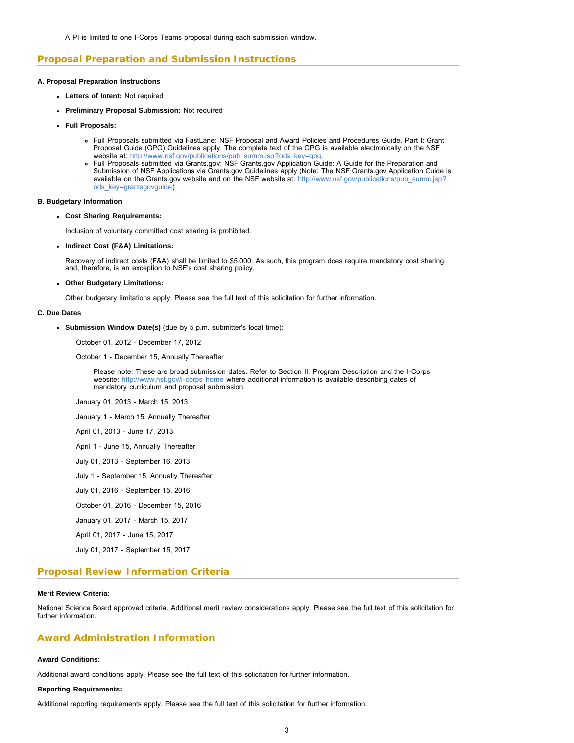A PI is limited to one I-Corps Teams proposal during each submission window.

## Proposal Preparation and Submission Instructions

### A. Proposal Preparation Instructions

- **Letters of Intent:** Not required
- **Preliminary Proposal Submission:** Not required
- **Full Proposals:**
  - Full Proposals submitted via FastLane: NSF Proposal and Award Policies and Procedures Guide, Part I: Grant Proposal Guide (GPG) Guidelines apply. The complete text of the GPG is available electronically on the NSF website at: http://www.nsf.gov/publications/pub_summ.jsp?ods_key=gpg.
  - Full Proposals submitted via Grants.gov: NSF Grants.gov Application Guide: A Guide for the Preparation and Submission of NSF Applications via Grants.gov Guidelines apply (Note: The NSF Grants.gov Application Guide is available on the Grants.gov website and on the NSF website at: http://www.nsf.gov/publications/pub_summ.jsp?ods_key=grantsgovguide)

### B. Budgetary Information

- **Cost Sharing Requirements:**

  Inclusion of voluntary committed cost sharing is prohibited.

- **Indirect Cost (F&A) Limitations:**

  Recovery of indirect costs (F&A) shall be limited to $5,000. As such, this program does require mandatory cost sharing, and, therefore, is an exception to NSF's cost sharing policy.

- **Other Budgetary Limitations:**

  Other budgetary limitations apply. Please see the full text of this solicitation for further information.

### C. Due Dates

- **Submission Window Date(s)** (due by 5 p.m. submitter's local time):

  October 01, 2012 - December 17, 2012

  October 1 - December 15, Annually Thereafter

  > Please note: These are broad submission dates. Refer to Section II. Program Description and the I-Corps website: http://www.nsf.gov/i-corps-home where additional information is available describing dates of mandatory curriculum and proposal submission.

  January 01, 2013 - March 15, 2013

  January 1 - March 15, Annually Thereafter

  April 01, 2013 - June 17, 2013

  April 1 - June 15, Annually Thereafter

  July 01, 2013 - September 16, 2013

  July 1 - September 15, Annually Thereafter

  July 01, 2016 - September 15, 2016

  October 01, 2016 - December 15, 2016

  January 01, 2017 - March 15, 2017

  April 01, 2017 - June 15, 2017

  July 01, 2017 - September 15, 2017

## Proposal Review Information Criteria

**Merit Review Criteria:**

National Science Board approved criteria. Additional merit review considerations apply. Please see the full text of this solicitation for further information.

## Award Administration Information

**Award Conditions:**

Additional award conditions apply. Please see the full text of this solicitation for further information.

**Reporting Requirements:**

Additional reporting requirements apply. Please see the full text of this solicitation for further information.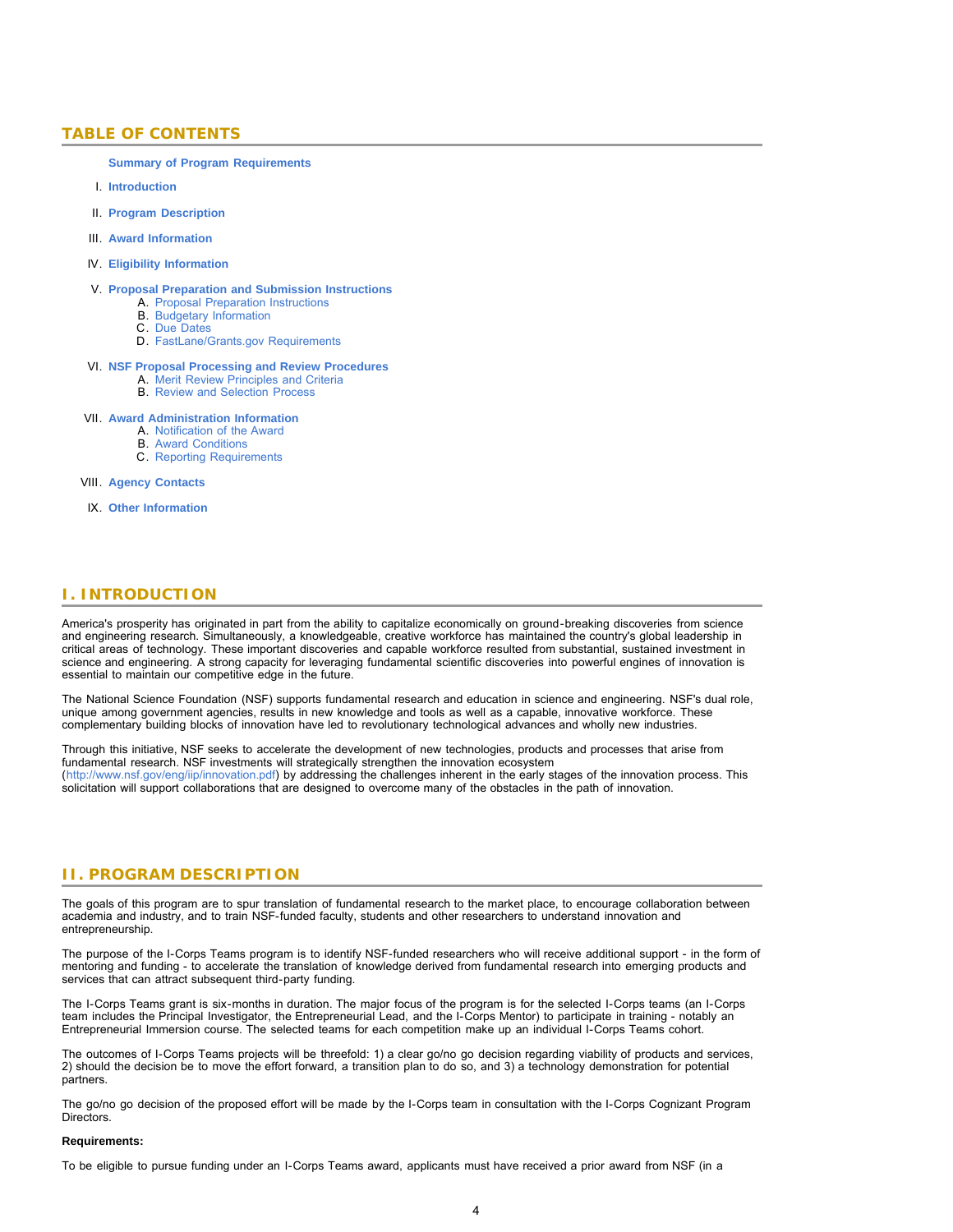## TABLE OF CONTENTS

**Summary of Program Requirements**

I. **Introduction**

II. **Program Description**

III. **Award Information**

IV. **Eligibility Information**

V. **Proposal Preparation and Submission Instructions**
   - A. Proposal Preparation Instructions
   - B. Budgetary Information
   - C. Due Dates
   - D. FastLane/Grants.gov Requirements

VI. **NSF Proposal Processing and Review Procedures**
   - A. Merit Review Principles and Criteria
   - B. Review and Selection Process

VII. **Award Administration Information**
   - A. Notification of the Award
   - B. Award Conditions
   - C. Reporting Requirements

VIII. **Agency Contacts**

IX. **Other Information**

## I. INTRODUCTION

America's prosperity has originated in part from the ability to capitalize economically on ground-breaking discoveries from science and engineering research. Simultaneously, a knowledgeable, creative workforce has maintained the country's global leadership in critical areas of technology. These important discoveries and capable workforce resulted from substantial, sustained investment in science and engineering. A strong capacity for leveraging fundamental scientific discoveries into powerful engines of innovation is essential to maintain our competitive edge in the future.

The National Science Foundation (NSF) supports fundamental research and education in science and engineering. NSF's dual role, unique among government agencies, results in new knowledge and tools as well as a capable, innovative workforce. These complementary building blocks of innovation have led to revolutionary technological advances and wholly new industries.

Through this initiative, NSF seeks to accelerate the development of new technologies, products and processes that arise from fundamental research. NSF investments will strategically strengthen the innovation ecosystem (http://www.nsf.gov/eng/iip/innovation.pdf) by addressing the challenges inherent in the early stages of the innovation process. This solicitation will support collaborations that are designed to overcome many of the obstacles in the path of innovation.

## II. PROGRAM DESCRIPTION

The goals of this program are to spur translation of fundamental research to the market place, to encourage collaboration between academia and industry, and to train NSF-funded faculty, students and other researchers to understand innovation and entrepreneurship.

The purpose of the I-Corps Teams program is to identify NSF-funded researchers who will receive additional support - in the form of mentoring and funding - to accelerate the translation of knowledge derived from fundamental research into emerging products and services that can attract subsequent third-party funding.

The I-Corps Teams grant is six-months in duration. The major focus of the program is for the selected I-Corps teams (an I-Corps team includes the Principal Investigator, the Entrepreneurial Lead, and the I-Corps Mentor) to participate in training - notably an Entrepreneurial Immersion course. The selected teams for each competition make up an individual I-Corps Teams cohort.

The outcomes of I-Corps Teams projects will be threefold: 1) a clear go/no go decision regarding viability of products and services, 2) should the decision be to move the effort forward, a transition plan to do so, and 3) a technology demonstration for potential partners.

The go/no go decision of the proposed effort will be made by the I-Corps team in consultation with the I-Corps Cognizant Program Directors.

**Requirements:**

To be eligible to pursue funding under an I-Corps Teams award, applicants must have received a prior award from NSF (in a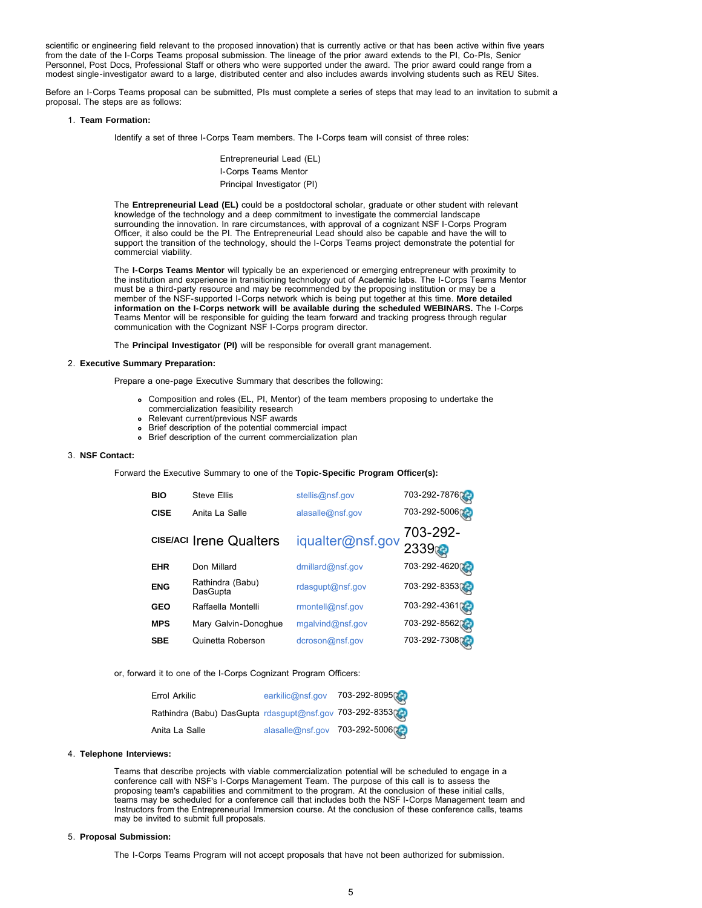scientific or engineering field relevant to the proposed innovation) that is currently active or that has been active within five years from the date of the I-Corps Teams proposal submission. The lineage of the prior award extends to the PI, Co-PIs, Senior Personnel, Post Docs, Professional Staff or others who were supported under the award. The prior award could range from a modest single-investigator award to a large, distributed center and also includes awards involving students such as REU Sites.

Before an I-Corps Teams proposal can be submitted, PIs must complete a series of steps that may lead to an invitation to submit a proposal. The steps are as follows:

1. **Team Formation:**

   Identify a set of three I-Corps Team members. The I-Corps team will consist of three roles:

   Entrepreneurial Lead (EL)
   I-Corps Teams Mentor
   Principal Investigator (PI)

   The **Entrepreneurial Lead (EL)** could be a postdoctoral scholar, graduate or other student with relevant knowledge of the technology and a deep commitment to investigate the commercial landscape surrounding the innovation. In rare circumstances, with approval of a cognizant NSF I-Corps Program Officer, it also could be the PI. The Entrepreneurial Lead should also be capable and have the will to support the transition of the technology, should the I-Corps Teams project demonstrate the potential for commercial viability.

   The **I-Corps Teams Mentor** will typically be an experienced or emerging entrepreneur with proximity to the institution and experience in transitioning technology out of Academic labs. The I-Corps Teams Mentor must be a third-party resource and may be recommended by the proposing institution or may be a member of the NSF-supported I-Corps network which is being put together at this time. **More detailed information on the I-Corps network will be available during the scheduled WEBINARS.** The I-Corps Teams Mentor will be responsible for guiding the team forward and tracking progress through regular communication with the Cognizant NSF I-Corps program director.

   The **Principal Investigator (PI)** will be responsible for overall grant management.

2. **Executive Summary Preparation:**

   Prepare a one-page Executive Summary that describes the following:

   - Composition and roles (EL, PI, Mentor) of the team members proposing to undertake the commercialization feasibility research
   - Relevant current/previous NSF awards
   - Brief description of the potential commercial impact
   - Brief description of the current commercialization plan

3. **NSF Contact:**

   Forward the Executive Summary to one of the **Topic-Specific Program Officer(s):**

| | | | |
|---|---|---|---|
| **BIO** | Steve Ellis | stellis@nsf.gov | 703-292-7876 |
| **CISE** | Anita La Salle | alasalle@nsf.gov | 703-292-5006 |
| **CISE/ACI** | Irene Qualters | iqualter@nsf.gov | 703-292-2339 |
| **EHR** | Don Millard | dmillard@nsf.gov | 703-292-4620 |
| **ENG** | Rathindra (Babu) DasGupta | rdasgupt@nsf.gov | 703-292-8353 |
| **GEO** | Raffaella Montelli | rmontell@nsf.gov | 703-292-4361 |
| **MPS** | Mary Galvin-Donoghue | mgalvind@nsf.gov | 703-292-8562 |
| **SBE** | Quinetta Roberson | dcroson@nsf.gov | 703-292-7308 |

   or, forward it to one of the I-Corps Cognizant Program Officers:

| | | |
|---|---|---|
| Errol Arkilic | earkilic@nsf.gov | 703-292-8095 |
| Rathindra (Babu) DasGupta | rdasgupt@nsf.gov | 703-292-8353 |
| Anita La Salle | alasalle@nsf.gov | 703-292-5006 |

4. **Telephone Interviews:**

   Teams that describe projects with viable commercialization potential will be scheduled to engage in a conference call with NSF's I-Corps Management Team. The purpose of this call is to assess the proposing team's capabilities and commitment to the program. At the conclusion of these initial calls, teams may be scheduled for a conference call that includes both the NSF I-Corps Management team and Instructors from the Entrepreneurial Immersion course. At the conclusion of these conference calls, teams may be invited to submit full proposals.

5. **Proposal Submission:**

   The I-Corps Teams Program will not accept proposals that have not been authorized for submission.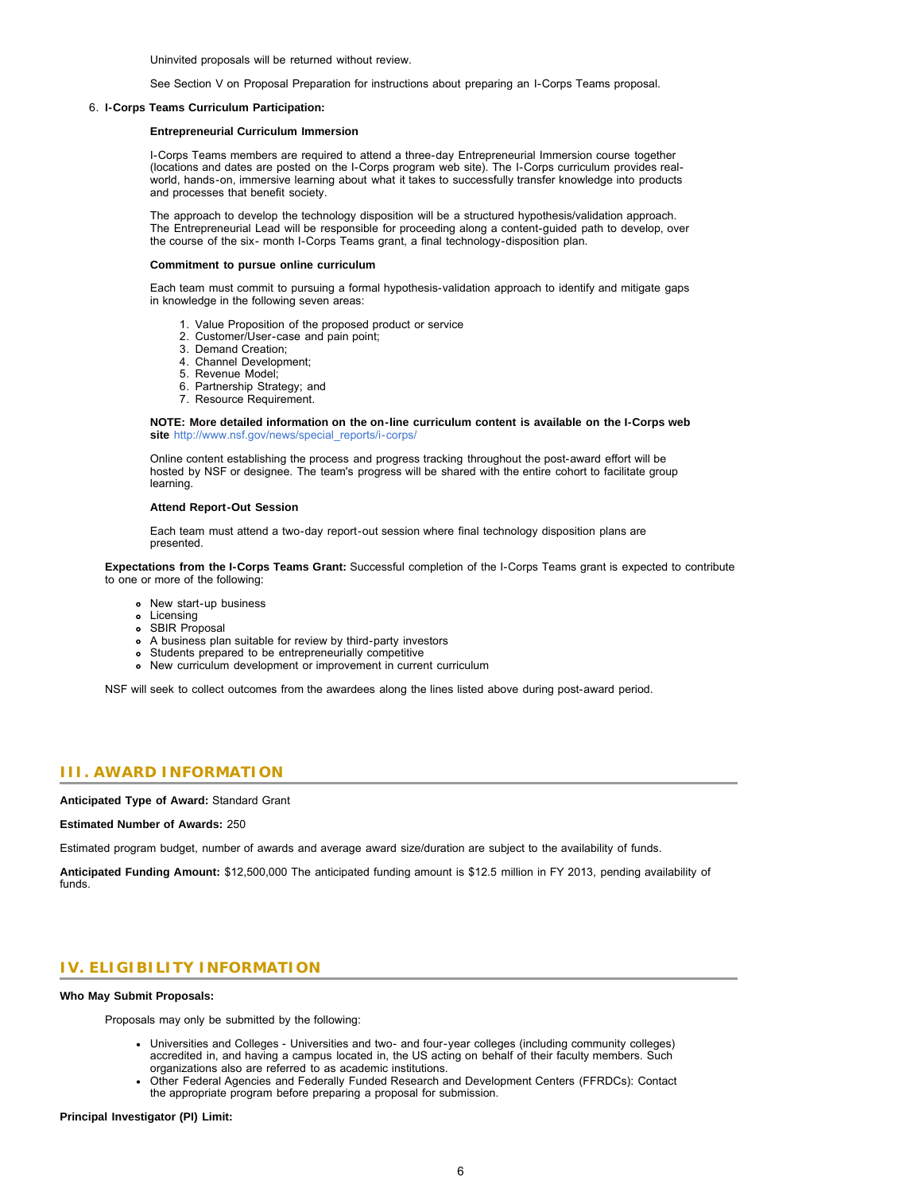Uninvited proposals will be returned without review.

See Section V on Proposal Preparation for instructions about preparing an I-Corps Teams proposal.

6. **I-Corps Teams Curriculum Participation:**

   **Entrepreneurial Curriculum Immersion**

   I-Corps Teams members are required to attend a three-day Entrepreneurial Immersion course together (locations and dates are posted on the I-Corps program web site). The I-Corps curriculum provides real-world, hands-on, immersive learning about what it takes to successfully transfer knowledge into products and processes that benefit society.

   The approach to develop the technology disposition will be a structured hypothesis/validation approach. The Entrepreneurial Lead will be responsible for proceeding along a content-guided path to develop, over the course of the six- month I-Corps Teams grant, a final technology-disposition plan.

   **Commitment to pursue online curriculum**

   Each team must commit to pursuing a formal hypothesis-validation approach to identify and mitigate gaps in knowledge in the following seven areas:

   1. Value Proposition of the proposed product or service
   2. Customer/User-case and pain point;
   3. Demand Creation;
   4. Channel Development;
   5. Revenue Model;
   6. Partnership Strategy; and
   7. Resource Requirement.

   **NOTE: More detailed information on the on-line curriculum content is available on the I-Corps web site** http://www.nsf.gov/news/special_reports/i-corps/

   Online content establishing the process and progress tracking throughout the post-award effort will be hosted by NSF or designee. The team's progress will be shared with the entire cohort to facilitate group learning.

   **Attend Report-Out Session**

   Each team must attend a two-day report-out session where final technology disposition plans are presented.

**Expectations from the I-Corps Teams Grant:** Successful completion of the I-Corps Teams grant is expected to contribute to one or more of the following:

- New start-up business
- Licensing
- SBIR Proposal
- A business plan suitable for review by third-party investors
- Students prepared to be entrepreneurially competitive
- New curriculum development or improvement in current curriculum

NSF will seek to collect outcomes from the awardees along the lines listed above during post-award period.

## III. AWARD INFORMATION

**Anticipated Type of Award:** Standard Grant

**Estimated Number of Awards:** 250

Estimated program budget, number of awards and average award size/duration are subject to the availability of funds.

**Anticipated Funding Amount:** $12,500,000 The anticipated funding amount is $12.5 million in FY 2013, pending availability of funds.

## IV. ELIGIBILITY INFORMATION

**Who May Submit Proposals:**

Proposals may only be submitted by the following:

- Universities and Colleges - Universities and two- and four-year colleges (including community colleges) accredited in, and having a campus located in, the US acting on behalf of their faculty members. Such organizations also are referred to as academic institutions.
- Other Federal Agencies and Federally Funded Research and Development Centers (FFRDCs): Contact the appropriate program before preparing a proposal for submission.

**Principal Investigator (PI) Limit:**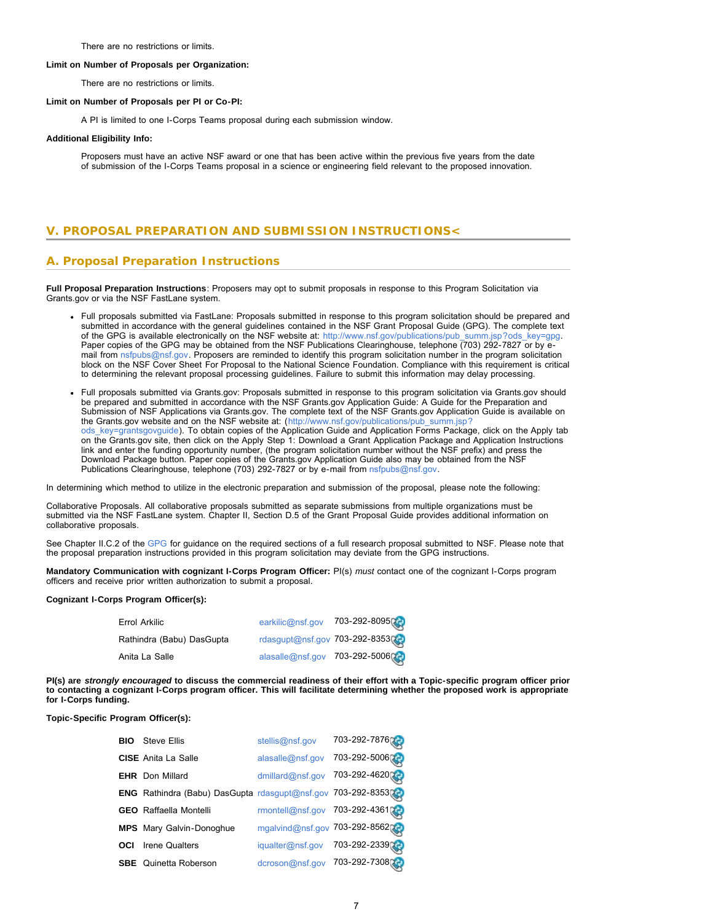There are no restrictions or limits.

**Limit on Number of Proposals per Organization:**

There are no restrictions or limits.

**Limit on Number of Proposals per PI or Co-PI:**

A PI is limited to one I-Corps Teams proposal during each submission window.

**Additional Eligibility Info:**

Proposers must have an active NSF award or one that has been active within the previous five years from the date of submission of the I-Corps Teams proposal in a science or engineering field relevant to the proposed innovation.

## V. PROPOSAL PREPARATION AND SUBMISSION INSTRUCTIONS<

### A. Proposal Preparation Instructions

**Full Proposal Preparation Instructions**: Proposers may opt to submit proposals in response to this Program Solicitation via Grants.gov or via the NSF FastLane system.

- Full proposals submitted via FastLane: Proposals submitted in response to this program solicitation should be prepared and submitted in accordance with the general guidelines contained in the NSF Grant Proposal Guide (GPG). The complete text of the GPG is available electronically on the NSF website at: http://www.nsf.gov/publications/pub_summ.jsp?ods_key=gpg. Paper copies of the GPG may be obtained from the NSF Publications Clearinghouse, telephone (703) 292-7827 or by e-mail from nsfpubs@nsf.gov. Proposers are reminded to identify this program solicitation number in the program solicitation block on the NSF Cover Sheet For Proposal to the National Science Foundation. Compliance with this requirement is critical to determining the relevant proposal processing guidelines. Failure to submit this information may delay processing.
- Full proposals submitted via Grants.gov: Proposals submitted in response to this program solicitation via Grants.gov should be prepared and submitted in accordance with the NSF Grants.gov Application Guide: A Guide for the Preparation and Submission of NSF Applications via Grants.gov. The complete text of the NSF Grants.gov Application Guide is available on the Grants.gov website and on the NSF website at: (http://www.nsf.gov/publications/pub_summ.jsp?ods_key=grantsgovguide). To obtain copies of the Application Guide and Application Forms Package, click on the Apply tab on the Grants.gov site, then click on the Apply Step 1: Download a Grant Application Package and Application Instructions link and enter the funding opportunity number, (the program solicitation number without the NSF prefix) and press the Download Package button. Paper copies of the Grants.gov Application Guide also may be obtained from the NSF Publications Clearinghouse, telephone (703) 292-7827 or by e-mail from nsfpubs@nsf.gov.

In determining which method to utilize in the electronic preparation and submission of the proposal, please note the following:

Collaborative Proposals. All collaborative proposals submitted as separate submissions from multiple organizations must be submitted via the NSF FastLane system. Chapter II, Section D.5 of the Grant Proposal Guide provides additional information on collaborative proposals.

See Chapter II.C.2 of the GPG for guidance on the required sections of a full research proposal submitted to NSF. Please note that the proposal preparation instructions provided in this program solicitation may deviate from the GPG instructions.

**Mandatory Communication with cognizant I-Corps Program Officer:** PI(s) *must* contact one of the cognizant I-Corps program officers and receive prior written authorization to submit a proposal.

**Cognizant I-Corps Program Officer(s):**

| Name | Email | Phone |
|---|---|---|
| Errol Arkilic | earkilic@nsf.gov | 703-292-8095 |
| Rathindra (Babu) DasGupta | rdasgupt@nsf.gov | 703-292-8353 |
| Anita La Salle | alasalle@nsf.gov | 703-292-5006 |

**PI(s) are *strongly encouraged* to discuss the commercial readiness of their effort with a Topic-specific program officer prior to contacting a cognizant I-Corps program officer. This will facilitate determining whether the proposed work is appropriate for I-Corps funding.**

**Topic-Specific Program Officer(s):**

| Directorate | Name | Email | Phone |
|---|---|---|---|
| **BIO** | Steve Ellis | stellis@nsf.gov | 703-292-7876 |
| **CISE** | Anita La Salle | alasalle@nsf.gov | 703-292-5006 |
| **EHR** | Don Millard | dmillard@nsf.gov | 703-292-4620 |
| **ENG** | Rathindra (Babu) DasGupta | rdasgupt@nsf.gov | 703-292-8353 |
| **GEO** | Raffaella Montelli | rmontell@nsf.gov | 703-292-4361 |
| **MPS** | Mary Galvin-Donoghue | mgalvind@nsf.gov | 703-292-8562 |
| **OCI** | Irene Qualters | iqualter@nsf.gov | 703-292-2339 |
| **SBE** | Quinetta Roberson | dcroson@nsf.gov | 703-292-7308 |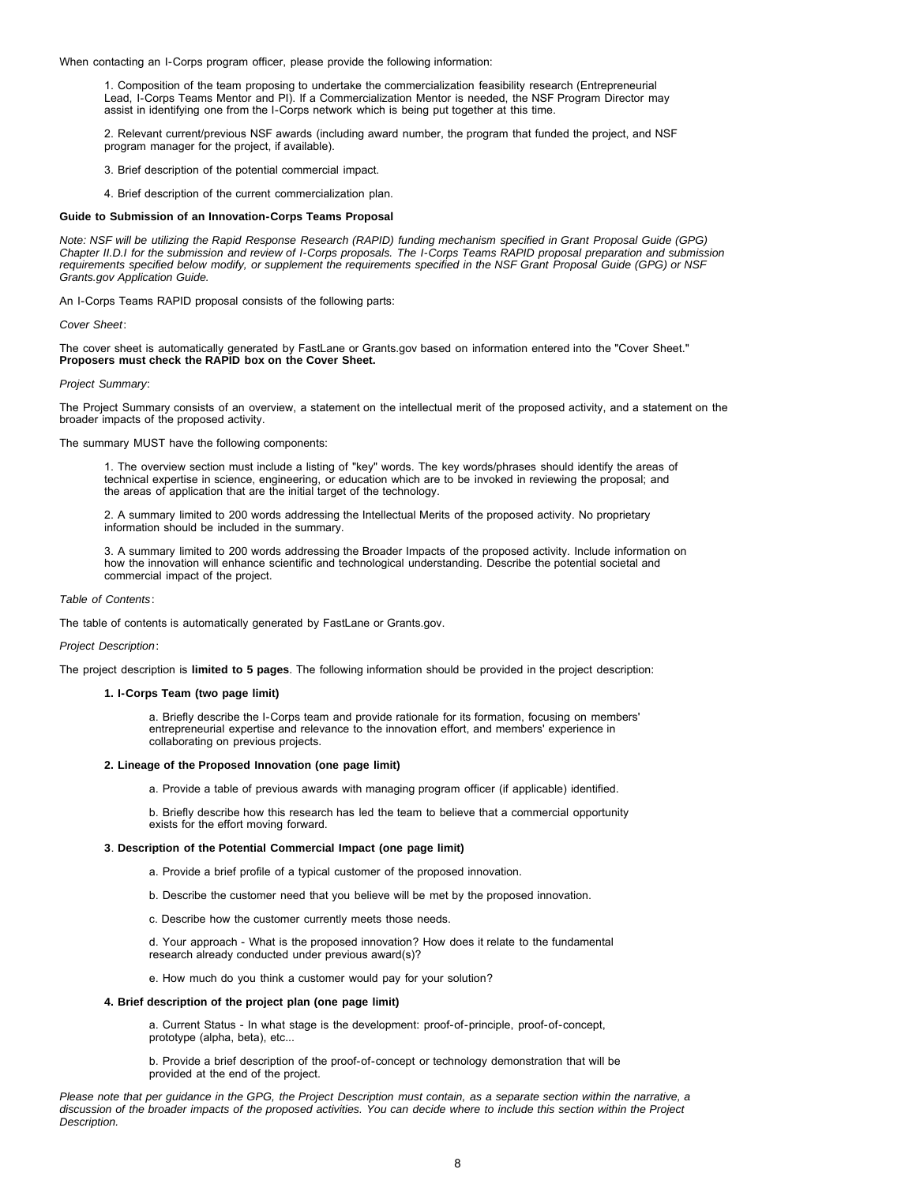When contacting an I-Corps program officer, please provide the following information:

1. Composition of the team proposing to undertake the commercialization feasibility research (Entrepreneurial Lead, I-Corps Teams Mentor and PI). If a Commercialization Mentor is needed, the NSF Program Director may assist in identifying one from the I-Corps network which is being put together at this time.

2. Relevant current/previous NSF awards (including award number, the program that funded the project, and NSF program manager for the project, if available).

3. Brief description of the potential commercial impact.

4. Brief description of the current commercialization plan.

**Guide to Submission of an Innovation-Corps Teams Proposal**

*Note: NSF will be utilizing the Rapid Response Research (RAPID) funding mechanism specified in Grant Proposal Guide (GPG) Chapter II.D.I for the submission and review of I-Corps proposals. The I-Corps Teams RAPID proposal preparation and submission requirements specified below modify, or supplement the requirements specified in the NSF Grant Proposal Guide (GPG) or NSF Grants.gov Application Guide.*

An I-Corps Teams RAPID proposal consists of the following parts:

*Cover Sheet*:

The cover sheet is automatically generated by FastLane or Grants.gov based on information entered into the "Cover Sheet." **Proposers must check the RAPID box on the Cover Sheet.**

*Project Summary*:

The Project Summary consists of an overview, a statement on the intellectual merit of the proposed activity, and a statement on the broader impacts of the proposed activity.

The summary MUST have the following components:

1. The overview section must include a listing of "key" words. The key words/phrases should identify the areas of technical expertise in science, engineering, or education which are to be invoked in reviewing the proposal; and the areas of application that are the initial target of the technology.

2. A summary limited to 200 words addressing the Intellectual Merits of the proposed activity. No proprietary information should be included in the summary.

3. A summary limited to 200 words addressing the Broader Impacts of the proposed activity. Include information on how the innovation will enhance scientific and technological understanding. Describe the potential societal and commercial impact of the project.

*Table of Contents*:

The table of contents is automatically generated by FastLane or Grants.gov.

*Project Description*:

The project description is **limited to 5 pages**. The following information should be provided in the project description:

**1. I-Corps Team (two page limit)**

a. Briefly describe the I-Corps team and provide rationale for its formation, focusing on members' entrepreneurial expertise and relevance to the innovation effort, and members' experience in collaborating on previous projects.

**2. Lineage of the Proposed Innovation (one page limit)**

a. Provide a table of previous awards with managing program officer (if applicable) identified.

b. Briefly describe how this research has led the team to believe that a commercial opportunity exists for the effort moving forward.

**3**. **Description of the Potential Commercial Impact (one page limit)**

a. Provide a brief profile of a typical customer of the proposed innovation.

b. Describe the customer need that you believe will be met by the proposed innovation.

c. Describe how the customer currently meets those needs.

d. Your approach - What is the proposed innovation? How does it relate to the fundamental research already conducted under previous award(s)?

e. How much do you think a customer would pay for your solution?

**4. Brief description of the project plan (one page limit)**

a. Current Status - In what stage is the development: proof-of-principle, proof-of-concept, prototype (alpha, beta), etc...

b. Provide a brief description of the proof-of-concept or technology demonstration that will be provided at the end of the project.

*Please note that per guidance in the GPG, the Project Description must contain, as a separate section within the narrative, a discussion of the broader impacts of the proposed activities. You can decide where to include this section within the Project Description.*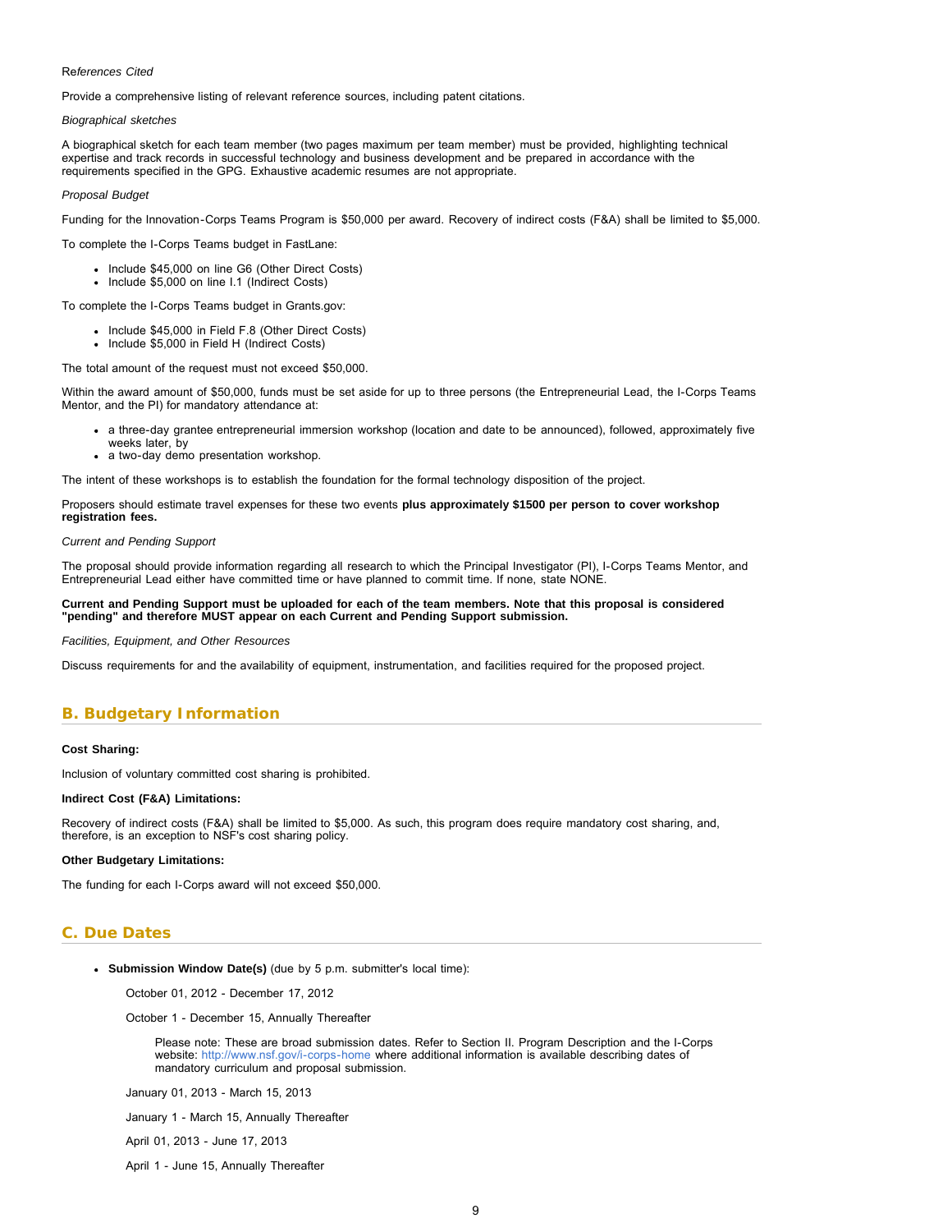*References Cited*

Provide a comprehensive listing of relevant reference sources, including patent citations.

*Biographical sketches*

A biographical sketch for each team member (two pages maximum per team member) must be provided, highlighting technical expertise and track records in successful technology and business development and be prepared in accordance with the requirements specified in the GPG. Exhaustive academic resumes are not appropriate.

*Proposal Budget*

Funding for the Innovation-Corps Teams Program is $50,000 per award. Recovery of indirect costs (F&A) shall be limited to $5,000.

To complete the I-Corps Teams budget in FastLane:

- Include $45,000 on line G6 (Other Direct Costs)
- Include $5,000 on line I.1 (Indirect Costs)

To complete the I-Corps Teams budget in Grants.gov:

- Include $45,000 in Field F.8 (Other Direct Costs)
- Include $5,000 in Field H (Indirect Costs)

The total amount of the request must not exceed $50,000.

Within the award amount of $50,000, funds must be set aside for up to three persons (the Entrepreneurial Lead, the I-Corps Teams Mentor, and the PI) for mandatory attendance at:

- a three-day grantee entrepreneurial immersion workshop (location and date to be announced), followed, approximately five weeks later, by
- a two-day demo presentation workshop.

The intent of these workshops is to establish the foundation for the formal technology disposition of the project.

Proposers should estimate travel expenses for these two events **plus approximately $1500 per person to cover workshop registration fees.**

*Current and Pending Support*

The proposal should provide information regarding all research to which the Principal Investigator (PI), I-Corps Teams Mentor, and Entrepreneurial Lead either have committed time or have planned to commit time. If none, state NONE.

**Current and Pending Support must be uploaded for each of the team members. Note that this proposal is considered "pending" and therefore MUST appear on each Current and Pending Support submission.**

*Facilities, Equipment, and Other Resources*

Discuss requirements for and the availability of equipment, instrumentation, and facilities required for the proposed project.

## B. Budgetary Information

**Cost Sharing:**

Inclusion of voluntary committed cost sharing is prohibited.

**Indirect Cost (F&A) Limitations:**

Recovery of indirect costs (F&A) shall be limited to $5,000. As such, this program does require mandatory cost sharing, and, therefore, is an exception to NSF's cost sharing policy.

**Other Budgetary Limitations:**

The funding for each I-Corps award will not exceed $50,000.

## C. Due Dates

- **Submission Window Date(s)** (due by 5 p.m. submitter's local time):

  October 01, 2012 - December 17, 2012

  October 1 - December 15, Annually Thereafter

  > Please note: These are broad submission dates. Refer to Section II. Program Description and the I-Corps website: http://www.nsf.gov/i-corps-home where additional information is available describing dates of mandatory curriculum and proposal submission.

  January 01, 2013 - March 15, 2013

  January 1 - March 15, Annually Thereafter

  April 01, 2013 - June 17, 2013

  April 1 - June 15, Annually Thereafter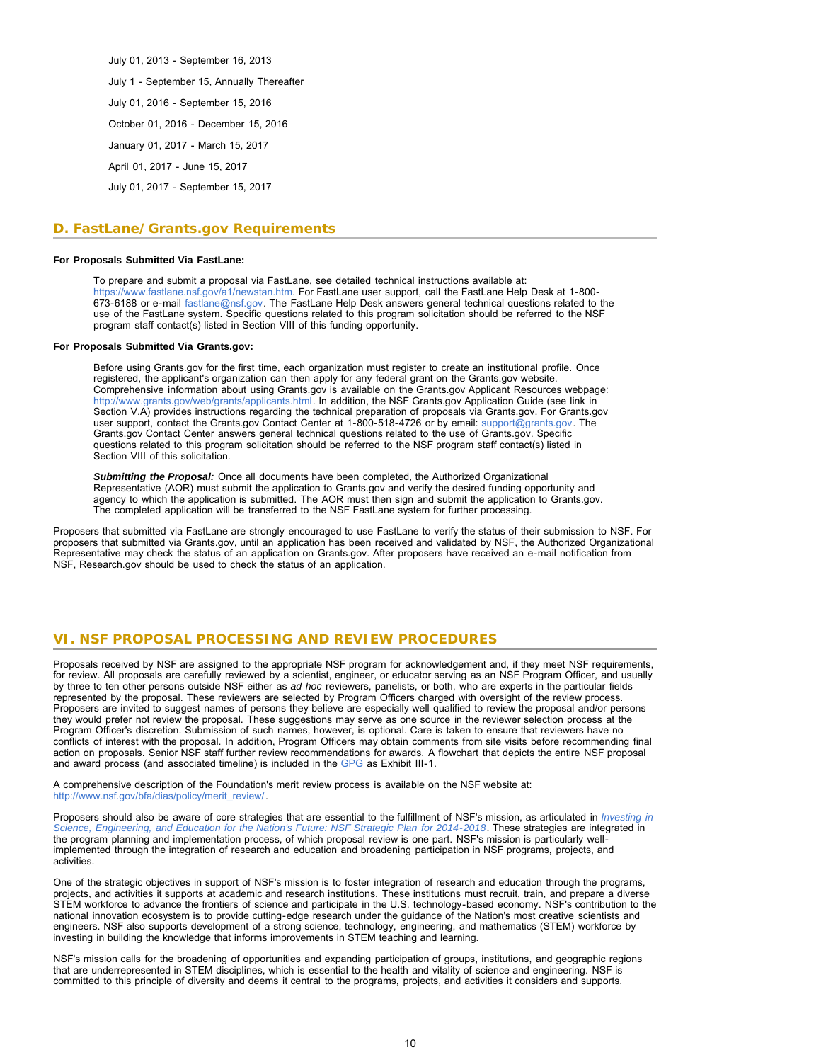July 01, 2013 - September 16, 2013

July 1 - September 15, Annually Thereafter

July 01, 2016 - September 15, 2016

October 01, 2016 - December 15, 2016

January 01, 2017 - March 15, 2017

April 01, 2017 - June 15, 2017

July 01, 2017 - September 15, 2017

## D. FastLane/Grants.gov Requirements

**For Proposals Submitted Via FastLane:**

To prepare and submit a proposal via FastLane, see detailed technical instructions available at: https://www.fastlane.nsf.gov/a1/newstan.htm. For FastLane user support, call the FastLane Help Desk at 1-800-673-6188 or e-mail fastlane@nsf.gov. The FastLane Help Desk answers general technical questions related to the use of the FastLane system. Specific questions related to this program solicitation should be referred to the NSF program staff contact(s) listed in Section VIII of this funding opportunity.

**For Proposals Submitted Via Grants.gov:**

Before using Grants.gov for the first time, each organization must register to create an institutional profile. Once registered, the applicant's organization can then apply for any federal grant on the Grants.gov website. Comprehensive information about using Grants.gov is available on the Grants.gov Applicant Resources webpage: http://www.grants.gov/web/grants/applicants.html. In addition, the NSF Grants.gov Application Guide (see link in Section V.A) provides instructions regarding the technical preparation of proposals via Grants.gov. For Grants.gov user support, contact the Grants.gov Contact Center at 1-800-518-4726 or by email: support@grants.gov. The Grants.gov Contact Center answers general technical questions related to the use of Grants.gov. Specific questions related to this program solicitation should be referred to the NSF program staff contact(s) listed in Section VIII of this solicitation.

***Submitting the Proposal:*** Once all documents have been completed, the Authorized Organizational Representative (AOR) must submit the application to Grants.gov and verify the desired funding opportunity and agency to which the application is submitted. The AOR must then sign and submit the application to Grants.gov. The completed application will be transferred to the NSF FastLane system for further processing.

Proposers that submitted via FastLane are strongly encouraged to use FastLane to verify the status of their submission to NSF. For proposers that submitted via Grants.gov, until an application has been received and validated by NSF, the Authorized Organizational Representative may check the status of an application on Grants.gov. After proposers have received an e-mail notification from NSF, Research.gov should be used to check the status of an application.

# VI. NSF PROPOSAL PROCESSING AND REVIEW PROCEDURES

Proposals received by NSF are assigned to the appropriate NSF program for acknowledgement and, if they meet NSF requirements, for review. All proposals are carefully reviewed by a scientist, engineer, or educator serving as an NSF Program Officer, and usually by three to ten other persons outside NSF either as *ad hoc* reviewers, panelists, or both, who are experts in the particular fields represented by the proposal. These reviewers are selected by Program Officers charged with oversight of the review process. Proposers are invited to suggest names of persons they believe are especially well qualified to review the proposal and/or persons they would prefer not review the proposal. These suggestions may serve as one source in the reviewer selection process at the Program Officer's discretion. Submission of such names, however, is optional. Care is taken to ensure that reviewers have no conflicts of interest with the proposal. In addition, Program Officers may obtain comments from site visits before recommending final action on proposals. Senior NSF staff further review recommendations for awards. A flowchart that depicts the entire NSF proposal and award process (and associated timeline) is included in the GPG as Exhibit III-1.

A comprehensive description of the Foundation's merit review process is available on the NSF website at: http://www.nsf.gov/bfa/dias/policy/merit_review/.

Proposers should also be aware of core strategies that are essential to the fulfillment of NSF's mission, as articulated in *Investing in Science, Engineering, and Education for the Nation's Future: NSF Strategic Plan for 2014-2018*. These strategies are integrated in the program planning and implementation process, of which proposal review is one part. NSF's mission is particularly well-implemented through the integration of research and education and broadening participation in NSF programs, projects, and activities.

One of the strategic objectives in support of NSF's mission is to foster integration of research and education through the programs, projects, and activities it supports at academic and research institutions. These institutions must recruit, train, and prepare a diverse STEM workforce to advance the frontiers of science and participate in the U.S. technology-based economy. NSF's contribution to the national innovation ecosystem is to provide cutting-edge research under the guidance of the Nation's most creative scientists and engineers. NSF also supports development of a strong science, technology, engineering, and mathematics (STEM) workforce by investing in building the knowledge that informs improvements in STEM teaching and learning.

NSF's mission calls for the broadening of opportunities and expanding participation of groups, institutions, and geographic regions that are underrepresented in STEM disciplines, which is essential to the health and vitality of science and engineering. NSF is committed to this principle of diversity and deems it central to the programs, projects, and activities it considers and supports.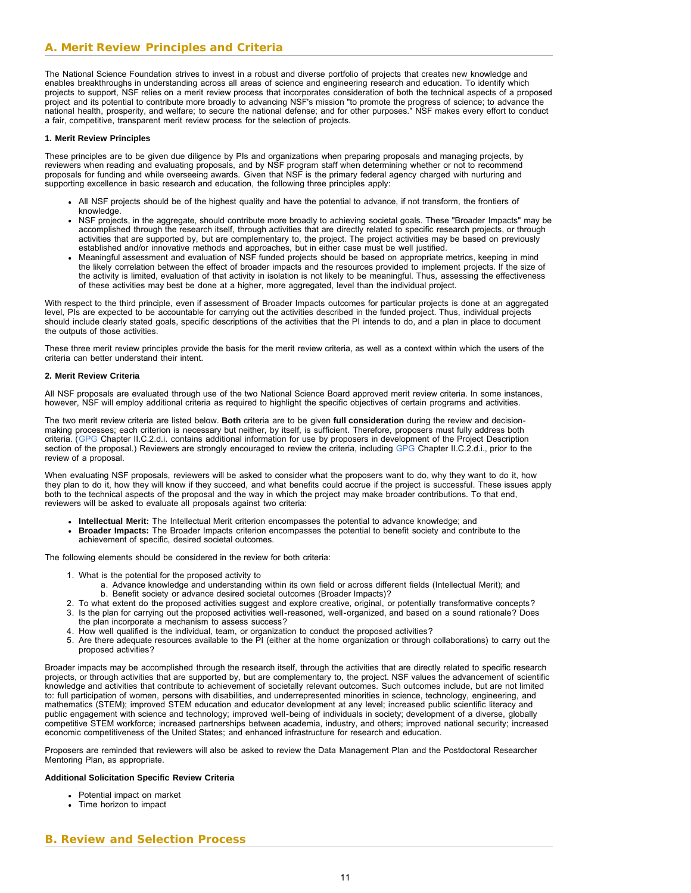## A. Merit Review Principles and Criteria

The National Science Foundation strives to invest in a robust and diverse portfolio of projects that creates new knowledge and enables breakthroughs in understanding across all areas of science and engineering research and education. To identify which projects to support, NSF relies on a merit review process that incorporates consideration of both the technical aspects of a proposed project and its potential to contribute more broadly to advancing NSF's mission "to promote the progress of science; to advance the national health, prosperity, and welfare; to secure the national defense; and for other purposes." NSF makes every effort to conduct a fair, competitive, transparent merit review process for the selection of projects.

### 1. Merit Review Principles

These principles are to be given due diligence by PIs and organizations when preparing proposals and managing projects, by reviewers when reading and evaluating proposals, and by NSF program staff when determining whether or not to recommend proposals for funding and while overseeing awards. Given that NSF is the primary federal agency charged with nurturing and supporting excellence in basic research and education, the following three principles apply:

- All NSF projects should be of the highest quality and have the potential to advance, if not transform, the frontiers of knowledge.
- NSF projects, in the aggregate, should contribute more broadly to achieving societal goals. These "Broader Impacts" may be accomplished through the research itself, through activities that are directly related to specific research projects, or through activities that are supported by, but are complementary to, the project. The project activities may be based on previously established and/or innovative methods and approaches, but in either case must be well justified.
- Meaningful assessment and evaluation of NSF funded projects should be based on appropriate metrics, keeping in mind the likely correlation between the effect of broader impacts and the resources provided to implement projects. If the size of the activity is limited, evaluation of that activity in isolation is not likely to be meaningful. Thus, assessing the effectiveness of these activities may best be done at a higher, more aggregated, level than the individual project.

With respect to the third principle, even if assessment of Broader Impacts outcomes for particular projects is done at an aggregated level, PIs are expected to be accountable for carrying out the activities described in the funded project. Thus, individual projects should include clearly stated goals, specific descriptions of the activities that the PI intends to do, and a plan in place to document the outputs of those activities.

These three merit review principles provide the basis for the merit review criteria, as well as a context within which the users of the criteria can better understand their intent.

### 2. Merit Review Criteria

All NSF proposals are evaluated through use of the two National Science Board approved merit review criteria. In some instances, however, NSF will employ additional criteria as required to highlight the specific objectives of certain programs and activities.

The two merit review criteria are listed below. **Both** criteria are to be given **full consideration** during the review and decision-making processes; each criterion is necessary but neither, by itself, is sufficient. Therefore, proposers must fully address both criteria. (GPG Chapter II.C.2.d.i. contains additional information for use by proposers in development of the Project Description section of the proposal.) Reviewers are strongly encouraged to review the criteria, including GPG Chapter II.C.2.d.i., prior to the review of a proposal.

When evaluating NSF proposals, reviewers will be asked to consider what the proposers want to do, why they want to do it, how they plan to do it, how they will know if they succeed, and what benefits could accrue if the project is successful. These issues apply both to the technical aspects of the proposal and the way in which the project may make broader contributions. To that end, reviewers will be asked to evaluate all proposals against two criteria:

- **Intellectual Merit:** The Intellectual Merit criterion encompasses the potential to advance knowledge; and
- **Broader Impacts:** The Broader Impacts criterion encompasses the potential to benefit society and contribute to the achievement of specific, desired societal outcomes.

The following elements should be considered in the review for both criteria:

1. What is the potential for the proposed activity to
   a. Advance knowledge and understanding within its own field or across different fields (Intellectual Merit); and
   b. Benefit society or advance desired societal outcomes (Broader Impacts)?
2. To what extent do the proposed activities suggest and explore creative, original, or potentially transformative concepts?
3. Is the plan for carrying out the proposed activities well-reasoned, well-organized, and based on a sound rationale? Does the plan incorporate a mechanism to assess success?
4. How well qualified is the individual, team, or organization to conduct the proposed activities?
5. Are there adequate resources available to the PI (either at the home organization or through collaborations) to carry out the proposed activities?

Broader impacts may be accomplished through the research itself, through the activities that are directly related to specific research projects, or through activities that are supported by, but are complementary to, the project. NSF values the advancement of scientific knowledge and activities that contribute to achievement of societally relevant outcomes. Such outcomes include, but are not limited to: full participation of women, persons with disabilities, and underrepresented minorities in science, technology, engineering, and mathematics (STEM); improved STEM education and educator development at any level; increased public scientific literacy and public engagement with science and technology; improved well-being of individuals in society; development of a diverse, globally competitive STEM workforce; increased partnerships between academia, industry, and others; improved national security; increased economic competitiveness of the United States; and enhanced infrastructure for research and education.

Proposers are reminded that reviewers will also be asked to review the Data Management Plan and the Postdoctoral Researcher Mentoring Plan, as appropriate.

**Additional Solicitation Specific Review Criteria**

- Potential impact on market
- Time horizon to impact

## B. Review and Selection Process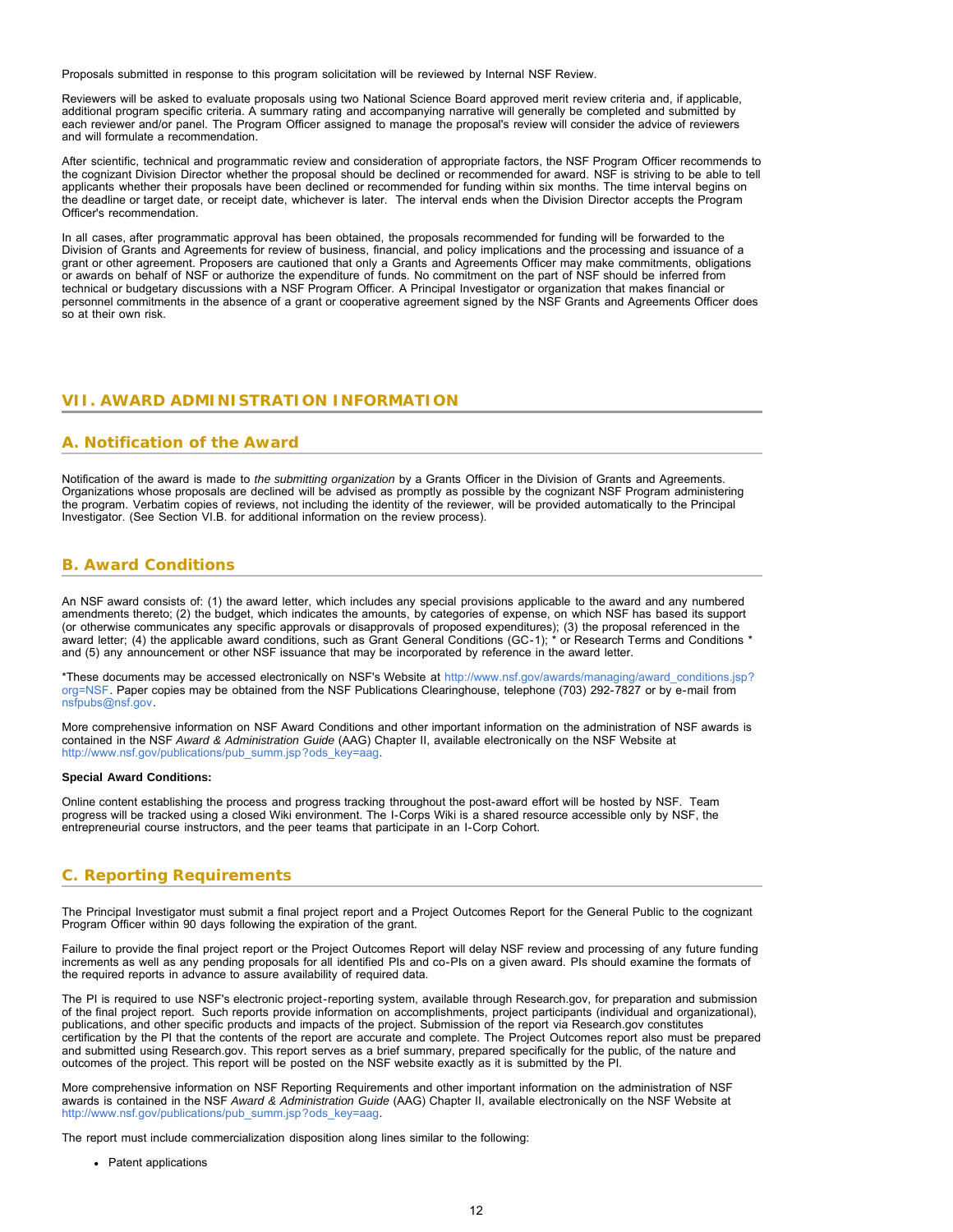Proposals submitted in response to this program solicitation will be reviewed by Internal NSF Review.

Reviewers will be asked to evaluate proposals using two National Science Board approved merit review criteria and, if applicable, additional program specific criteria. A summary rating and accompanying narrative will generally be completed and submitted by each reviewer and/or panel. The Program Officer assigned to manage the proposal's review will consider the advice of reviewers and will formulate a recommendation.

After scientific, technical and programmatic review and consideration of appropriate factors, the NSF Program Officer recommends to the cognizant Division Director whether the proposal should be declined or recommended for award. NSF is striving to be able to tell applicants whether their proposals have been declined or recommended for funding within six months. The time interval begins on the deadline or target date, or receipt date, whichever is later. The interval ends when the Division Director accepts the Program Officer's recommendation.

In all cases, after programmatic approval has been obtained, the proposals recommended for funding will be forwarded to the Division of Grants and Agreements for review of business, financial, and policy implications and the processing and issuance of a grant or other agreement. Proposers are cautioned that only a Grants and Agreements Officer may make commitments, obligations or awards on behalf of NSF or authorize the expenditure of funds. No commitment on the part of NSF should be inferred from technical or budgetary discussions with a NSF Program Officer. A Principal Investigator or organization that makes financial or personnel commitments in the absence of a grant or cooperative agreement signed by the NSF Grants and Agreements Officer does so at their own risk.

## VII. AWARD ADMINISTRATION INFORMATION

### A. Notification of the Award

Notification of the award is made to *the submitting organization* by a Grants Officer in the Division of Grants and Agreements. Organizations whose proposals are declined will be advised as promptly as possible by the cognizant NSF Program administering the program. Verbatim copies of reviews, not including the identity of the reviewer, will be provided automatically to the Principal Investigator. (See Section VI.B. for additional information on the review process).

### B. Award Conditions

An NSF award consists of: (1) the award letter, which includes any special provisions applicable to the award and any numbered amendments thereto; (2) the budget, which indicates the amounts, by categories of expense, on which NSF has based its support (or otherwise communicates any specific approvals or disapprovals of proposed expenditures); (3) the proposal referenced in the award letter; (4) the applicable award conditions, such as Grant General Conditions (GC-1); * or Research Terms and Conditions * and (5) any announcement or other NSF issuance that may be incorporated by reference in the award letter.

*These documents may be accessed electronically on NSF's Website at http://www.nsf.gov/awards/managing/award_conditions.jsp?org=NSF. Paper copies may be obtained from the NSF Publications Clearinghouse, telephone (703) 292-7827 or by e-mail from nsfpubs@nsf.gov.

More comprehensive information on NSF Award Conditions and other important information on the administration of NSF awards is contained in the NSF *Award & Administration Guide* (AAG) Chapter II, available electronically on the NSF Website at http://www.nsf.gov/publications/pub_summ.jsp?ods_key=aag.

**Special Award Conditions:**

Online content establishing the process and progress tracking throughout the post-award effort will be hosted by NSF. Team progress will be tracked using a closed Wiki environment. The I-Corps Wiki is a shared resource accessible only by NSF, the entrepreneurial course instructors, and the peer teams that participate in an I-Corp Cohort.

### C. Reporting Requirements

The Principal Investigator must submit a final project report and a Project Outcomes Report for the General Public to the cognizant Program Officer within 90 days following the expiration of the grant.

Failure to provide the final project report or the Project Outcomes Report will delay NSF review and processing of any future funding increments as well as any pending proposals for all identified PIs and co-PIs on a given award. PIs should examine the formats of the required reports in advance to assure availability of required data.

The PI is required to use NSF's electronic project-reporting system, available through Research.gov, for preparation and submission of the final project report. Such reports provide information on accomplishments, project participants (individual and organizational), publications, and other specific products and impacts of the project. Submission of the report via Research.gov constitutes certification by the PI that the contents of the report are accurate and complete. The Project Outcomes report also must be prepared and submitted using Research.gov. This report serves as a brief summary, prepared specifically for the public, of the nature and outcomes of the project. This report will be posted on the NSF website exactly as it is submitted by the PI.

More comprehensive information on NSF Reporting Requirements and other important information on the administration of NSF awards is contained in the NSF *Award & Administration Guide* (AAG) Chapter II, available electronically on the NSF Website at http://www.nsf.gov/publications/pub_summ.jsp?ods_key=aag.

The report must include commercialization disposition along lines similar to the following:

- Patent applications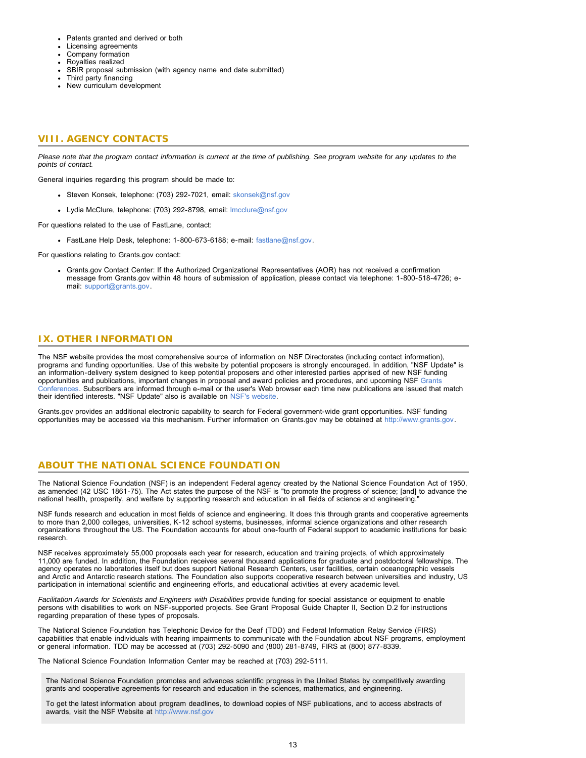- Patents granted and derived or both
- Licensing agreements
- Company formation
- Royalties realized
- SBIR proposal submission (with agency name and date submitted)
- Third party financing
- New curriculum development

## VIII. AGENCY CONTACTS

*Please note that the program contact information is current at the time of publishing. See program website for any updates to the points of contact.*

General inquiries regarding this program should be made to:

- Steven Konsek, telephone: (703) 292-7021, email: skonsek@nsf.gov
- Lydia McClure, telephone: (703) 292-8798, email: lmcclure@nsf.gov

For questions related to the use of FastLane, contact:

- FastLane Help Desk, telephone: 1-800-673-6188; e-mail: fastlane@nsf.gov.

For questions relating to Grants.gov contact:

- Grants.gov Contact Center: If the Authorized Organizational Representatives (AOR) has not received a confirmation message from Grants.gov within 48 hours of submission of application, please contact via telephone: 1-800-518-4726; e-mail: support@grants.gov.

## IX. OTHER INFORMATION

The NSF website provides the most comprehensive source of information on NSF Directorates (including contact information), programs and funding opportunities. Use of this website by potential proposers is strongly encouraged. In addition, "NSF Update" is an information-delivery system designed to keep potential proposers and other interested parties apprised of new NSF funding opportunities and publications, important changes in proposal and award policies and procedures, and upcoming NSF Grants Conferences. Subscribers are informed through e-mail or the user's Web browser each time new publications are issued that match their identified interests. "NSF Update" also is available on NSF's website.

Grants.gov provides an additional electronic capability to search for Federal government-wide grant opportunities. NSF funding opportunities may be accessed via this mechanism. Further information on Grants.gov may be obtained at http://www.grants.gov.

## ABOUT THE NATIONAL SCIENCE FOUNDATION

The National Science Foundation (NSF) is an independent Federal agency created by the National Science Foundation Act of 1950, as amended (42 USC 1861-75). The Act states the purpose of the NSF is "to promote the progress of science; [and] to advance the national health, prosperity, and welfare by supporting research and education in all fields of science and engineering."

NSF funds research and education in most fields of science and engineering. It does this through grants and cooperative agreements to more than 2,000 colleges, universities, K-12 school systems, businesses, informal science organizations and other research organizations throughout the US. The Foundation accounts for about one-fourth of Federal support to academic institutions for basic research.

NSF receives approximately 55,000 proposals each year for research, education and training projects, of which approximately 11,000 are funded. In addition, the Foundation receives several thousand applications for graduate and postdoctoral fellowships. The agency operates no laboratories itself but does support National Research Centers, user facilities, certain oceanographic vessels and Arctic and Antarctic research stations. The Foundation also supports cooperative research between universities and industry, US participation in international scientific and engineering efforts, and educational activities at every academic level.

*Facilitation Awards for Scientists and Engineers with Disabilities* provide funding for special assistance or equipment to enable persons with disabilities to work on NSF-supported projects. See Grant Proposal Guide Chapter II, Section D.2 for instructions regarding preparation of these types of proposals.

The National Science Foundation has Telephonic Device for the Deaf (TDD) and Federal Information Relay Service (FIRS) capabilities that enable individuals with hearing impairments to communicate with the Foundation about NSF programs, employment or general information. TDD may be accessed at (703) 292-5090 and (800) 281-8749, FIRS at (800) 877-8339.

The National Science Foundation Information Center may be reached at (703) 292-5111.

The National Science Foundation promotes and advances scientific progress in the United States by competitively awarding grants and cooperative agreements for research and education in the sciences, mathematics, and engineering.

To get the latest information about program deadlines, to download copies of NSF publications, and to access abstracts of awards, visit the NSF Website at http://www.nsf.gov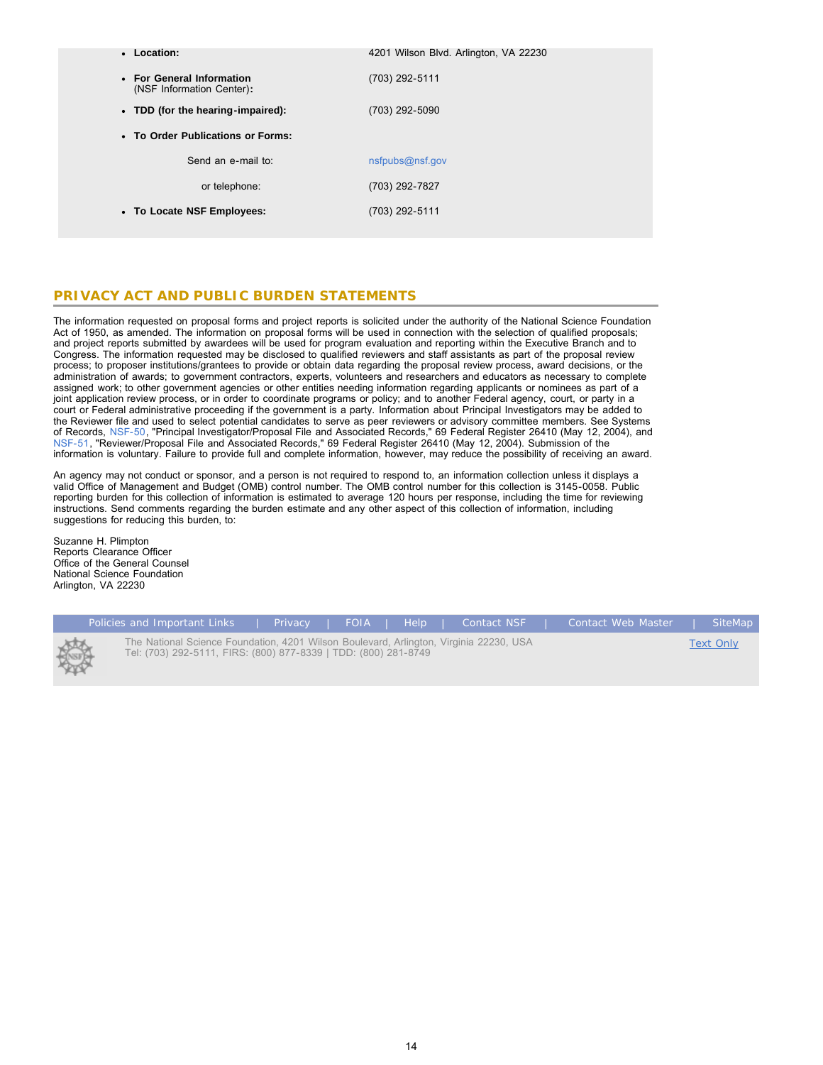- **Location:** 4201 Wilson Blvd. Arlington, VA 22230
- **For General Information** (NSF Information Center)**:** (703) 292-5111
- **TDD (for the hearing-impaired):** (703) 292-5090
- **To Order Publications or Forms:**

  Send an e-mail to: nsfpubs@nsf.gov

  or telephone: (703) 292-7827
- **To Locate NSF Employees:** (703) 292-5111

## PRIVACY ACT AND PUBLIC BURDEN STATEMENTS

The information requested on proposal forms and project reports is solicited under the authority of the National Science Foundation Act of 1950, as amended. The information on proposal forms will be used in connection with the selection of qualified proposals; and project reports submitted by awardees will be used for program evaluation and reporting within the Executive Branch and to Congress. The information requested may be disclosed to qualified reviewers and staff assistants as part of the proposal review process; to proposer institutions/grantees to provide or obtain data regarding the proposal review process, award decisions, or the administration of awards; to government contractors, experts, volunteers and researchers and educators as necessary to complete assigned work; to other government agencies or other entities needing information regarding applicants or nominees as part of a joint application review process, or in order to coordinate programs or policy; and to another Federal agency, court, or party in a court or Federal administrative proceeding if the government is a party. Information about Principal Investigators may be added to the Reviewer file and used to select potential candidates to serve as peer reviewers or advisory committee members. See Systems of Records, NSF-50, "Principal Investigator/Proposal File and Associated Records," 69 Federal Register 26410 (May 12, 2004), and NSF-51, "Reviewer/Proposal File and Associated Records," 69 Federal Register 26410 (May 12, 2004). Submission of the information is voluntary. Failure to provide full and complete information, however, may reduce the possibility of receiving an award.

An agency may not conduct or sponsor, and a person is not required to respond to, an information collection unless it displays a valid Office of Management and Budget (OMB) control number. The OMB control number for this collection is 3145-0058. Public reporting burden for this collection of information is estimated to average 120 hours per response, including the time for reviewing instructions. Send comments regarding the burden estimate and any other aspect of this collection of information, including suggestions for reducing this burden, to:

Suzanne H. Plimpton
Reports Clearance Officer
Office of the General Counsel
National Science Foundation
Arlington, VA 22230

Policies and Important Links | Privacy | FOIA | Help | Contact NSF | Contact Web Master | SiteMap

The National Science Foundation, 4201 Wilson Boulevard, Arlington, Virginia 22230, USA
Tel: (703) 292-5111, FIRS: (800) 877-8339 | TDD: (800) 281-8749

Text Only